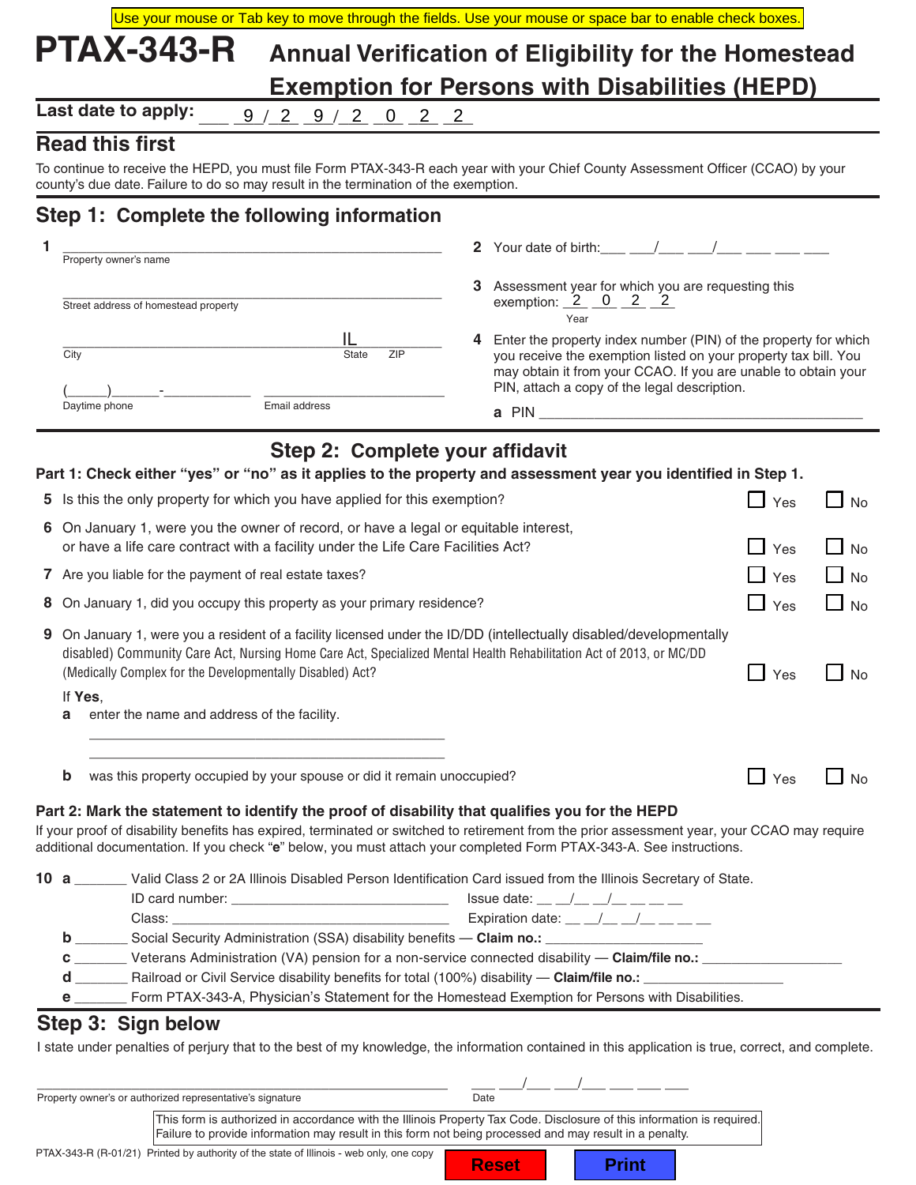Use your mouse or Tab key to move through the fields. Use your mouse or space bar to enable check boxes.

# PTAX-343-R Annual Verification of Eligibility for the Homestead Exemption for Persons with Disabilities (HEPD)

**Last date to apply:** 9 / 29 / 2022

## Read this first

To continue to receive the HEPD, you must file Form PTAX-343-R each year with your Chief County Assessment Officer (CCAO) by your county's due date. Failure to do so may result in the termination of the exemption.

## Step 1: Complete the following information

**1** ______________________________
Property owner's name

______________________________
Street address of homestead property

______________________________ IL ________
City State ZIP

(____)______-__________ ______________________
Daytime phone Email address

**2** Your date of birth: ___ ___/___ ___/___ ___ ___ ___

**3** Assessment year for which you are requesting this exemption: 2022
Year

**4** Enter the property index number (PIN) of the property for which you receive the exemption listed on your property tax bill. You may obtain it from your CCAO. If you are unable to obtain your PIN, attach a copy of the legal description.

**a** PIN ______________________________

## Step 2: Complete your affidavit

**Part 1: Check either "yes" or "no" as it applies to the property and assessment year you identified in Step 1.**

**5** Is this the only property for which you have applied for this exemption? ☐ Yes ☐ No

**6** On January 1, were you the owner of record, or have a legal or equitable interest, or have a life care contract with a facility under the Life Care Facilities Act? ☐ Yes ☐ No

**7** Are you liable for the payment of real estate taxes? ☐ Yes ☐ No

**8** On January 1, did you occupy this property as your primary residence? ☐ Yes ☐ No

**9** On January 1, were you a resident of a facility licensed under the ID/DD (intellectually disabled/developmentally disabled) Community Care Act, Nursing Home Care Act, Specialized Mental Health Rehabilitation Act of 2013, or MC/DD (Medically Complex for the Developmentally Disabled) Act? ☐ Yes ☐ No

If **Yes**,

**a** enter the name and address of the facility.

______________________________

______________________________

**b** was this property occupied by your spouse or did it remain unoccupied? ☐ Yes ☐ No

**Part 2: Mark the statement to identify the proof of disability that qualifies you for the HEPD**

If your proof of disability benefits has expired, terminated or switched to retirement from the prior assessment year, your CCAO may require additional documentation. If you check "**e**" below, you must attach your completed Form PTAX-343-A. See instructions.

**10 a** _______ Valid Class 2 or 2A Illinois Disabled Person Identification Card issued from the Illinois Secretary of State.
ID card number: ____________________ Issue date: __ __/__ __/__ __ __ __
Class: ____________________ Expiration date: __ __/__ __/__ __ __ __

**b** _______ Social Security Administration (SSA) disability benefits — **Claim no.:** ____________________

**c** _______ Veterans Administration (VA) pension for a non-service connected disability — **Claim/file no.:** ____________________

**d** _______ Railroad or Civil Service disability benefits for total (100%) disability — **Claim/file no.:** ____________________

**e** _______ Form PTAX-343-A, Physician's Statement for the Homestead Exemption for Persons with Disabilities.

## Step 3: Sign below

I state under penalties of perjury that to the best of my knowledge, the information contained in this application is true, correct, and complete.

______________________________ ___ ___/___ ___/___ ___ ___ ___
Property owner's or authorized representative's signature Date

This form is authorized in accordance with the Illinois Property Tax Code. Disclosure of this information is required. Failure to provide information may result in this form not being processed and may result in a penalty.

PTAX-343-R (R-01/21) Printed by authority of the state of Illinois - web only, one copy

Reset Print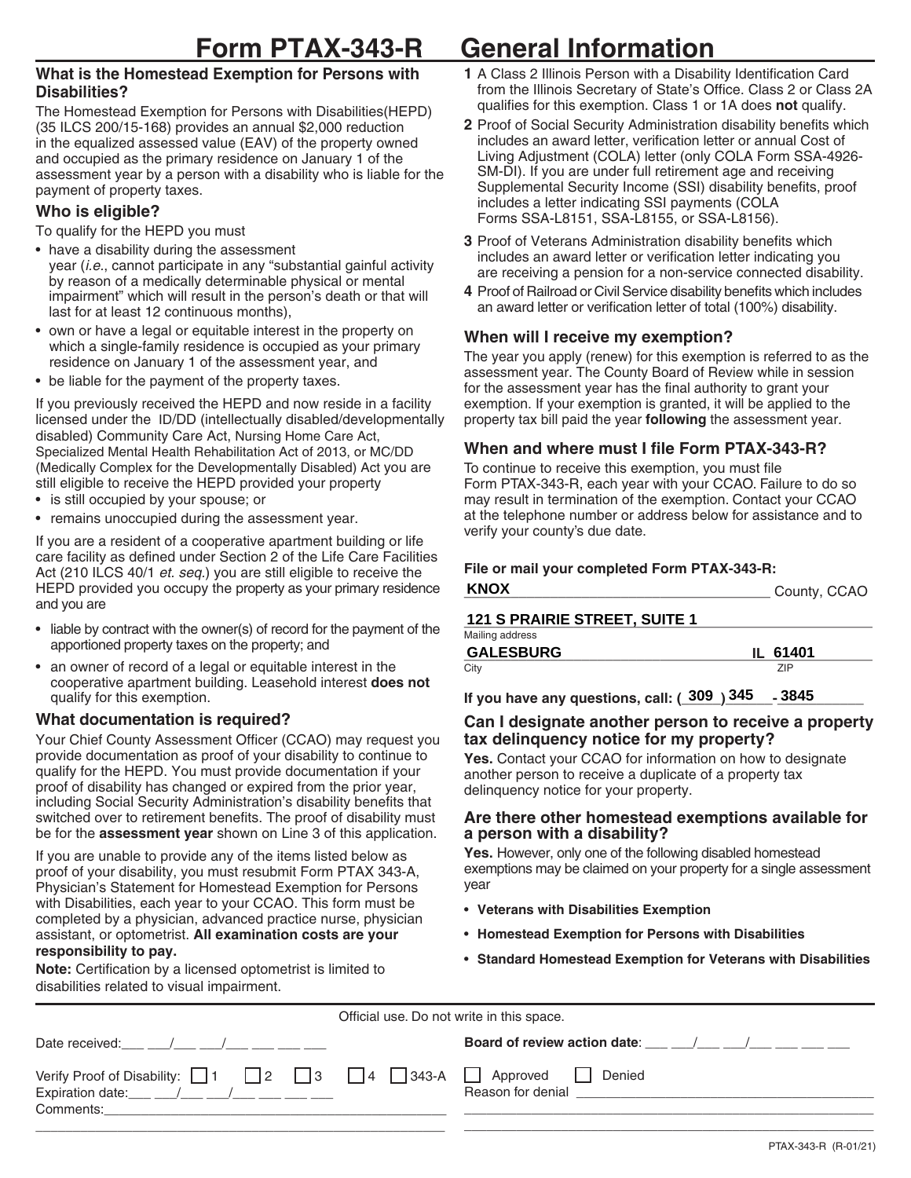# Form PTAX-343-R General Information

## What is the Homestead Exemption for Persons with Disabilities?

The Homestead Exemption for Persons with Disabilities(HEPD) (35 ILCS 200/15-168) provides an annual $2,000 reduction in the equalized assessed value (EAV) of the property owned and occupied as the primary residence on January 1 of the assessment year by a person with a disability who is liable for the payment of property taxes.

## Who is eligible?

To qualify for the HEPD you must

- have a disability during the assessment year (*i.e.*, cannot participate in any "substantial gainful activity by reason of a medically determinable physical or mental impairment" which will result in the person's death or that will last for at least 12 continuous months),
- own or have a legal or equitable interest in the property on which a single-family residence is occupied as your primary residence on January 1 of the assessment year, and
- be liable for the payment of the property taxes.

If you previously received the HEPD and now reside in a facility licensed under the ID/DD (intellectually disabled/developmentally disabled) Community Care Act, Nursing Home Care Act, Specialized Mental Health Rehabilitation Act of 2013, or MC/DD (Medically Complex for the Developmentally Disabled) Act you are still eligible to receive the HEPD provided your property

- is still occupied by your spouse; or
- remains unoccupied during the assessment year.

If you are a resident of a cooperative apartment building or life care facility as defined under Section 2 of the Life Care Facilities Act (210 ILCS 40/1 *et. seq.*) you are still eligible to receive the HEPD provided you occupy the property as your primary residence and you are

- liable by contract with the owner(s) of record for the payment of the apportioned property taxes on the property; and
- an owner of record of a legal or equitable interest in the cooperative apartment building. Leasehold interest **does not** qualify for this exemption.

## What documentation is required?

Your Chief County Assessment Officer (CCAO) may request you provide documentation as proof of your disability to continue to qualify for the HEPD. You must provide documentation if your proof of disability has changed or expired from the prior year, including Social Security Administration's disability benefits that switched over to retirement benefits. The proof of disability must be for the **assessment year** shown on Line 3 of this application.

If you are unable to provide any of the items listed below as proof of your disability, you must resubmit Form PTAX 343-A, Physician's Statement for Homestead Exemption for Persons with Disabilities, each year to your CCAO. This form must be completed by a physician, advanced practice nurse, physician assistant, or optometrist. **All examination costs are your responsibility to pay.**

**Note:** Certification by a licensed optometrist is limited to disabilities related to visual impairment.

**1** A Class 2 Illinois Person with a Disability Identification Card from the Illinois Secretary of State's Office. Class 2 or Class 2A qualifies for this exemption. Class 1 or 1A does **not** qualify.

**2** Proof of Social Security Administration disability benefits which includes an award letter, verification letter or annual Cost of Living Adjustment (COLA) letter (only COLA Form SSA-4926-SM-DI). If you are under full retirement age and receiving Supplemental Security Income (SSI) disability benefits, proof includes a letter indicating SSI payments (COLA Forms SSA-L8151, SSA-L8155, or SSA-L8156).

**3** Proof of Veterans Administration disability benefits which includes an award letter or verification letter indicating you are receiving a pension for a non-service connected disability.

**4** Proof of Railroad or Civil Service disability benefits which includes an award letter or verification letter of total (100%) disability.

## When will I receive my exemption?

The year you apply (renew) for this exemption is referred to as the assessment year. The County Board of Review while in session for the assessment year has the final authority to grant your exemption. If your exemption is granted, it will be applied to the property tax bill paid the year **following** the assessment year.

## When and where must I file Form PTAX-343-R?

To continue to receive this exemption, you must file Form PTAX-343-R, each year with your CCAO. Failure to do so may result in termination of the exemption. Contact your CCAO at the telephone number or address below for assistance and to verify your county's due date.

**File or mail your completed Form PTAX-343-R:**

KNOX County, CCAO

121 S PRAIRIE STREET, SUITE 1
Mailing address

GALESBURG IL 61401
City ZIP

**If you have any questions, call: (309) 345 - 3845**

## Can I designate another person to receive a property tax delinquency notice for my property?

**Yes.** Contact your CCAO for information on how to designate another person to receive a duplicate of a property tax delinquency notice for your property.

## Are there other homestead exemptions available for a person with a disability?

**Yes.** However, only one of the following disabled homestead exemptions may be claimed on your property for a single assessment year

- **Veterans with Disabilities Exemption**
- **Homestead Exemption for Persons with Disabilities**
- **Standard Homestead Exemption for Veterans with Disabilities**

---

Official use. Do not write in this space.

Date received: ___ ___/___ ___/___ ___ ___ ___

Verify Proof of Disability: ☐ 1 ☐ 2 ☐ 3 ☐ 4 ☐ 343-A
Expiration date: ___ ___/___ ___/___ ___ ___ ___
Comments: ______________________________

**Board of review action date**: ___ ___/___ ___/___ ___ ___ ___

☐ Approved ☐ Denied
Reason for denial ______________________________

PTAX-343-R (R-01/21)